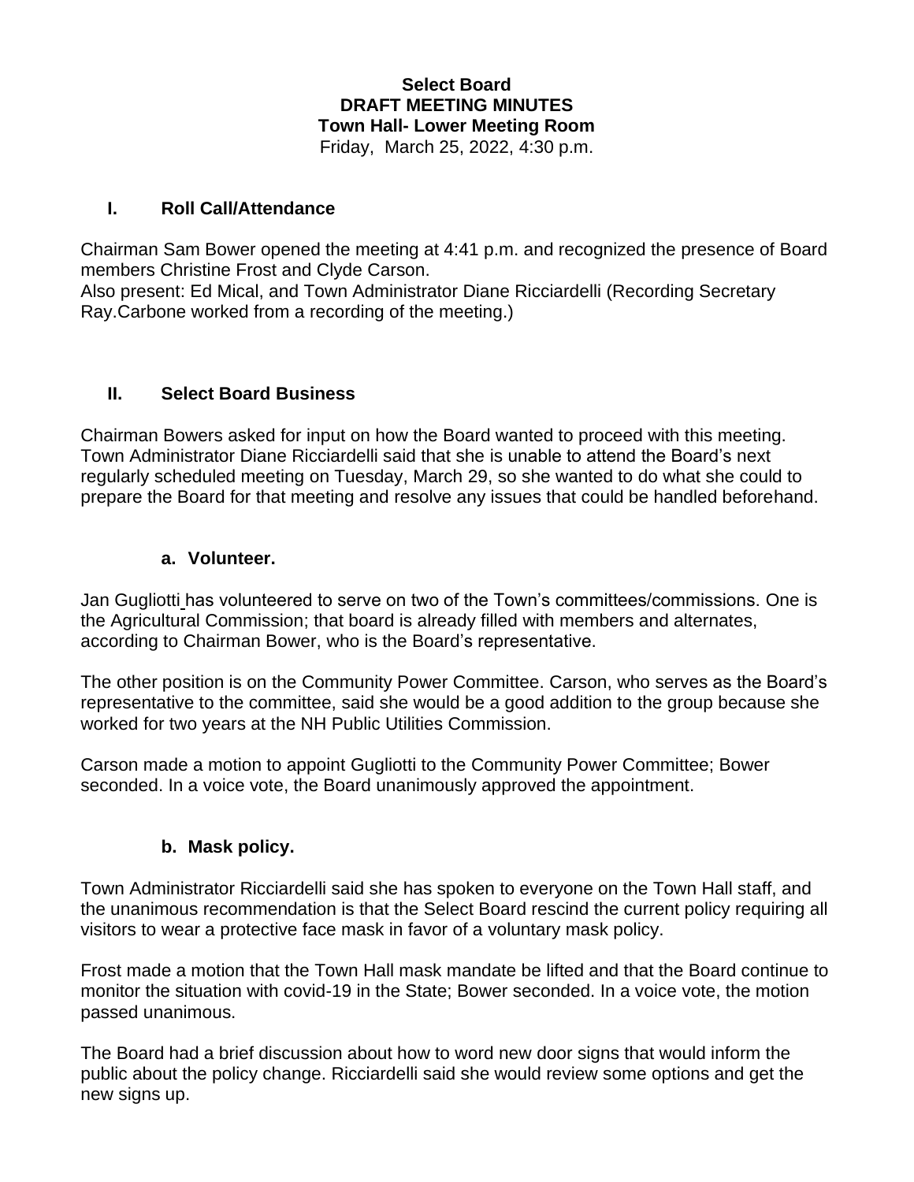**Select Board**
**DRAFT MEETING MINUTES**
**Town Hall- Lower Meeting Room**
Friday, March 25, 2022, 4:30 p.m.

## I. Roll Call/Attendance

Chairman Sam Bower opened the meeting at 4:41 p.m. and recognized the presence of Board members Christine Frost and Clyde Carson.
Also present: Ed Mical, and Town Administrator Diane Ricciardelli (Recording Secretary Ray.Carbone worked from a recording of the meeting.)

## II. Select Board Business

Chairman Bowers asked for input on how the Board wanted to proceed with this meeting. Town Administrator Diane Ricciardelli said that she is unable to attend the Board's next regularly scheduled meeting on Tuesday, March 29, so she wanted to do what she could to prepare the Board for that meeting and resolve any issues that could be handled beforehand.

### a. Volunteer.

Jan Gugliotti has volunteered to serve on two of the Town's committees/commissions. One is the Agricultural Commission; that board is already filled with members and alternates, according to Chairman Bower, who is the Board's representative.

The other position is on the Community Power Committee. Carson, who serves as the Board's representative to the committee, said she would be a good addition to the group because she worked for two years at the NH Public Utilities Commission.

Carson made a motion to appoint Gugliotti to the Community Power Committee; Bower seconded. In a voice vote, the Board unanimously approved the appointment.

### b. Mask policy.

Town Administrator Ricciardelli said she has spoken to everyone on the Town Hall staff, and the unanimous recommendation is that the Select Board rescind the current policy requiring all visitors to wear a protective face mask in favor of a voluntary mask policy.

Frost made a motion that the Town Hall mask mandate be lifted and that the Board continue to monitor the situation with covid-19 in the State; Bower seconded. In a voice vote, the motion passed unanimous.

The Board had a brief discussion about how to word new door signs that would inform the public about the policy change. Ricciardelli said she would review some options and get the new signs up.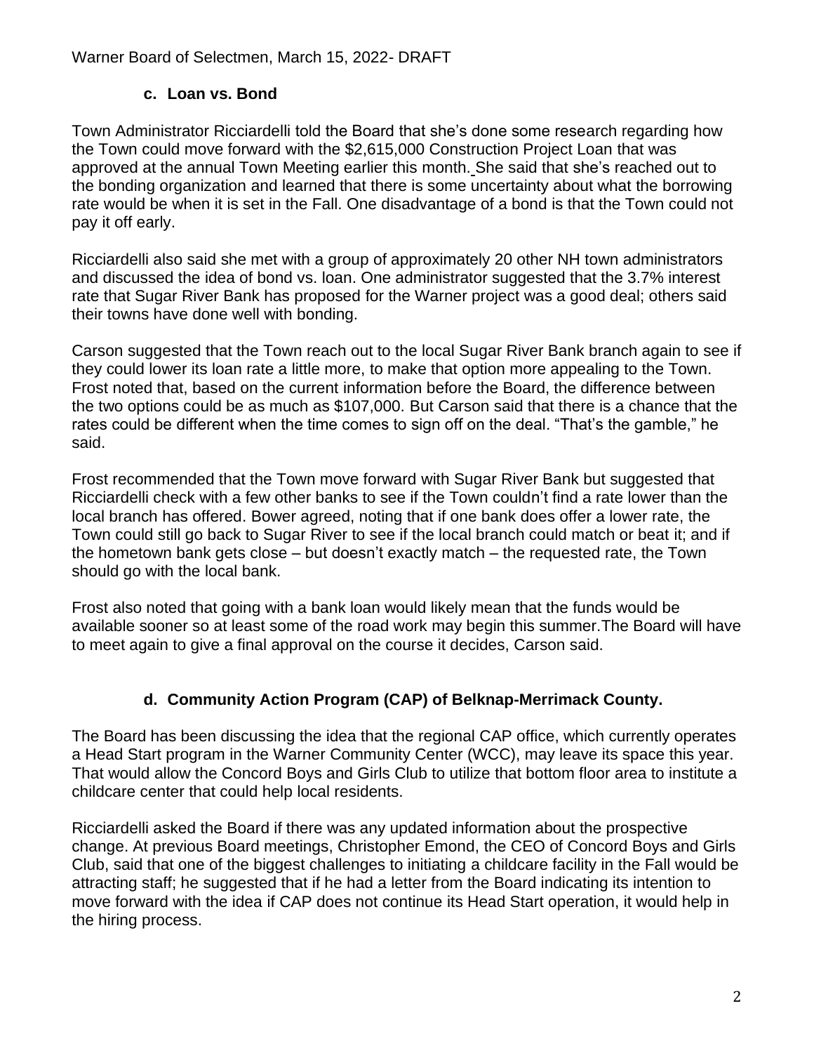### c. Loan vs. Bond

Town Administrator Ricciardelli told the Board that she's done some research regarding how the Town could move forward with the $2,615,000 Construction Project Loan that was approved at the annual Town Meeting earlier this month. She said that she's reached out to the bonding organization and learned that there is some uncertainty about what the borrowing rate would be when it is set in the Fall. One disadvantage of a bond is that the Town could not pay it off early.

Ricciardelli also said she met with a group of approximately 20 other NH town administrators and discussed the idea of bond vs. loan. One administrator suggested that the 3.7% interest rate that Sugar River Bank has proposed for the Warner project was a good deal; others said their towns have done well with bonding.

Carson suggested that the Town reach out to the local Sugar River Bank branch again to see if they could lower its loan rate a little more, to make that option more appealing to the Town. Frost noted that, based on the current information before the Board, the difference between the two options could be as much as $107,000. But Carson said that there is a chance that the rates could be different when the time comes to sign off on the deal. "That's the gamble," he said.

Frost recommended that the Town move forward with Sugar River Bank but suggested that Ricciardelli check with a few other banks to see if the Town couldn't find a rate lower than the local branch has offered. Bower agreed, noting that if one bank does offer a lower rate, the Town could still go back to Sugar River to see if the local branch could match or beat it; and if the hometown bank gets close – but doesn't exactly match – the requested rate, the Town should go with the local bank.

Frost also noted that going with a bank loan would likely mean that the funds would be available sooner so at least some of the road work may begin this summer.The Board will have to meet again to give a final approval on the course it decides, Carson said.

### d. Community Action Program (CAP) of Belknap-Merrimack County.

The Board has been discussing the idea that the regional CAP office, which currently operates a Head Start program in the Warner Community Center (WCC), may leave its space this year. That would allow the Concord Boys and Girls Club to utilize that bottom floor area to institute a childcare center that could help local residents.

Ricciardelli asked the Board if there was any updated information about the prospective change. At previous Board meetings, Christopher Emond, the CEO of Concord Boys and Girls Club, said that one of the biggest challenges to initiating a childcare facility in the Fall would be attracting staff; he suggested that if he had a letter from the Board indicating its intention to move forward with the idea if CAP does not continue its Head Start operation, it would help in the hiring process.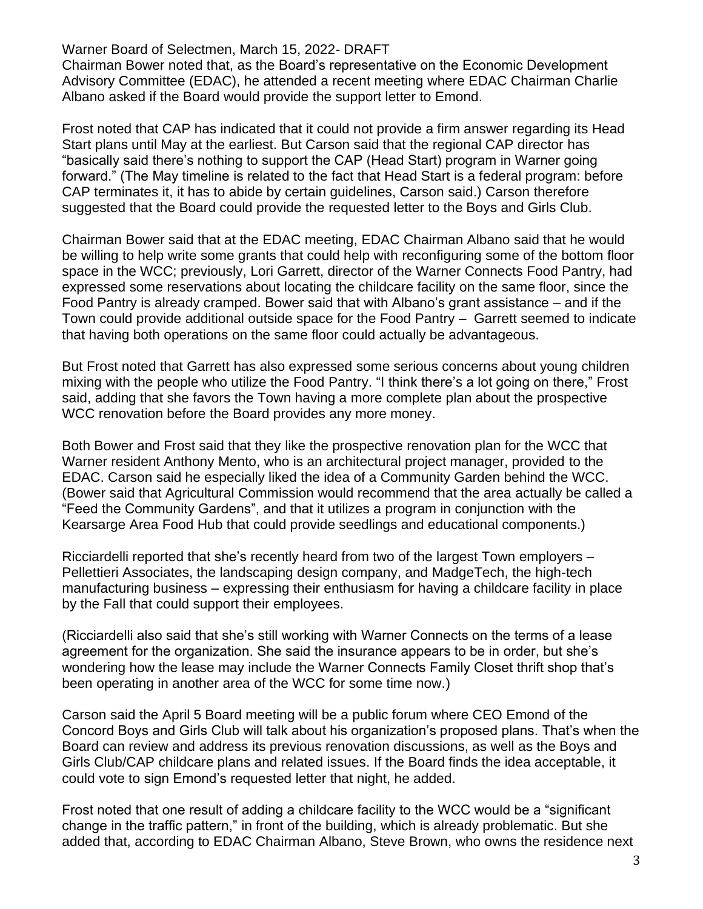Chairman Bower noted that, as the Board's representative on the Economic Development Advisory Committee (EDAC), he attended a recent meeting where EDAC Chairman Charlie Albano asked if the Board would provide the support letter to Emond.

Frost noted that CAP has indicated that it could not provide a firm answer regarding its Head Start plans until May at the earliest. But Carson said that the regional CAP director has "basically said there's nothing to support the CAP (Head Start) program in Warner going forward." (The May timeline is related to the fact that Head Start is a federal program: before CAP terminates it, it has to abide by certain guidelines, Carson said.) Carson therefore suggested that the Board could provide the requested letter to the Boys and Girls Club.

Chairman Bower said that at the EDAC meeting, EDAC Chairman Albano said that he would be willing to help write some grants that could help with reconfiguring some of the bottom floor space in the WCC; previously, Lori Garrett, director of the Warner Connects Food Pantry, had expressed some reservations about locating the childcare facility on the same floor, since the Food Pantry is already cramped. Bower said that with Albano's grant assistance – and if the Town could provide additional outside space for the Food Pantry – Garrett seemed to indicate that having both operations on the same floor could actually be advantageous.

But Frost noted that Garrett has also expressed some serious concerns about young children mixing with the people who utilize the Food Pantry. "I think there's a lot going on there," Frost said, adding that she favors the Town having a more complete plan about the prospective WCC renovation before the Board provides any more money.

Both Bower and Frost said that they like the prospective renovation plan for the WCC that Warner resident Anthony Mento, who is an architectural project manager, provided to the EDAC. Carson said he especially liked the idea of a Community Garden behind the WCC. (Bower said that Agricultural Commission would recommend that the area actually be called a "Feed the Community Gardens", and that it utilizes a program in conjunction with the Kearsarge Area Food Hub that could provide seedlings and educational components.)

Ricciardelli reported that she's recently heard from two of the largest Town employers – Pellettieri Associates, the landscaping design company, and MadgeTech, the high-tech manufacturing business – expressing their enthusiasm for having a childcare facility in place by the Fall that could support their employees.

(Ricciardelli also said that she's still working with Warner Connects on the terms of a lease agreement for the organization. She said the insurance appears to be in order, but she's wondering how the lease may include the Warner Connects Family Closet thrift shop that's been operating in another area of the WCC for some time now.)

Carson said the April 5 Board meeting will be a public forum where CEO Emond of the Concord Boys and Girls Club will talk about his organization's proposed plans. That's when the Board can review and address its previous renovation discussions, as well as the Boys and Girls Club/CAP childcare plans and related issues. If the Board finds the idea acceptable, it could vote to sign Emond's requested letter that night, he added.

Frost noted that one result of adding a childcare facility to the WCC would be a "significant change in the traffic pattern," in front of the building, which is already problematic. But she added that, according to EDAC Chairman Albano, Steve Brown, who owns the residence next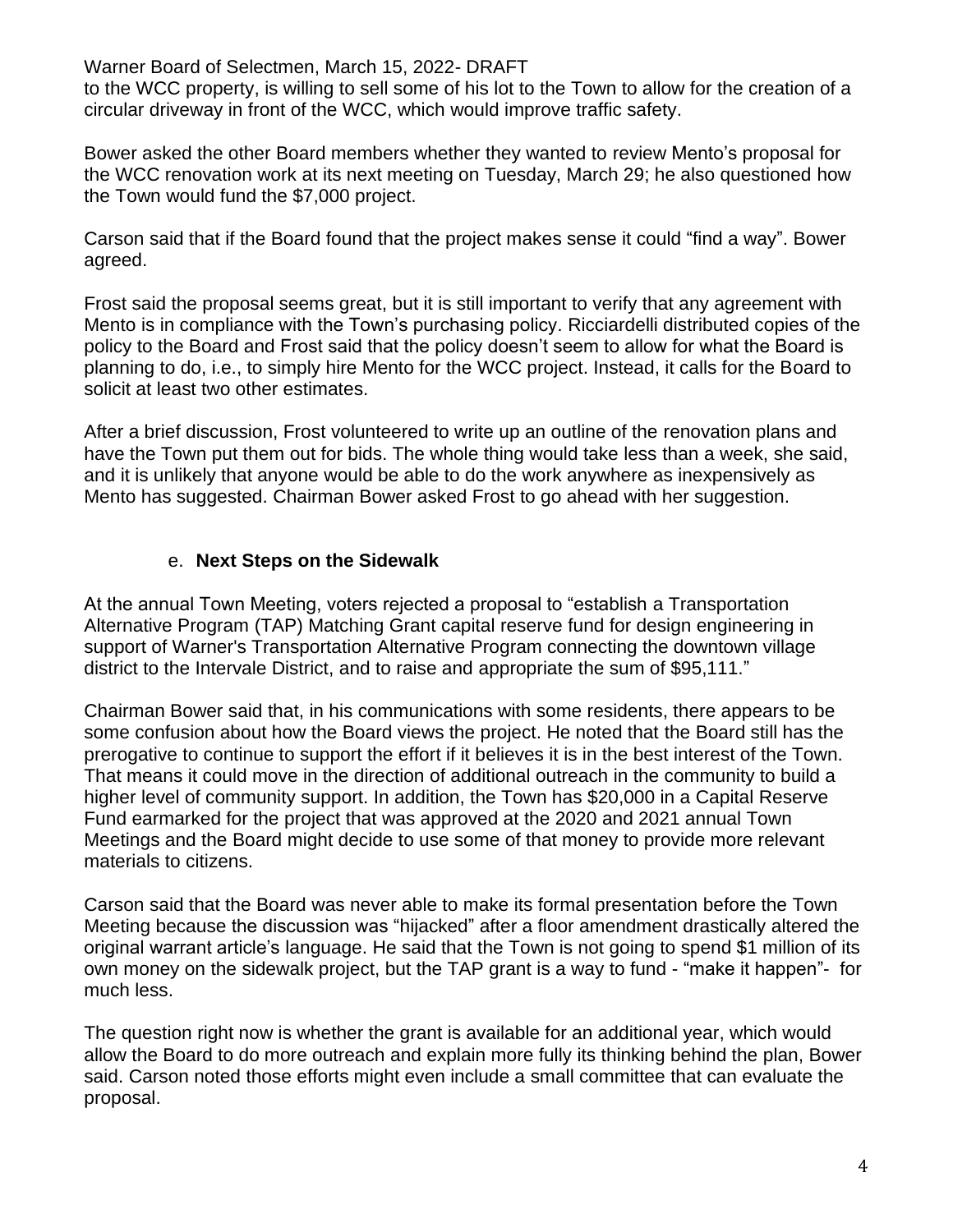to the WCC property, is willing to sell some of his lot to the Town to allow for the creation of a circular driveway in front of the WCC, which would improve traffic safety.

Bower asked the other Board members whether they wanted to review Mento's proposal for the WCC renovation work at its next meeting on Tuesday, March 29; he also questioned how the Town would fund the $7,000 project.

Carson said that if the Board found that the project makes sense it could "find a way". Bower agreed.

Frost said the proposal seems great, but it is still important to verify that any agreement with Mento is in compliance with the Town's purchasing policy. Ricciardelli distributed copies of the policy to the Board and Frost said that the policy doesn't seem to allow for what the Board is planning to do, i.e., to simply hire Mento for the WCC project. Instead, it calls for the Board to solicit at least two other estimates.

After a brief discussion, Frost volunteered to write up an outline of the renovation plans and have the Town put them out for bids. The whole thing would take less than a week, she said, and it is unlikely that anyone would be able to do the work anywhere as inexpensively as Mento has suggested. Chairman Bower asked Frost to go ahead with her suggestion.

e. **Next Steps on the Sidewalk**

At the annual Town Meeting, voters rejected a proposal to "establish a Transportation Alternative Program (TAP) Matching Grant capital reserve fund for design engineering in support of Warner's Transportation Alternative Program connecting the downtown village district to the Intervale District, and to raise and appropriate the sum of $95,111."

Chairman Bower said that, in his communications with some residents, there appears to be some confusion about how the Board views the project. He noted that the Board still has the prerogative to continue to support the effort if it believes it is in the best interest of the Town. That means it could move in the direction of additional outreach in the community to build a higher level of community support. In addition, the Town has $20,000 in a Capital Reserve Fund earmarked for the project that was approved at the 2020 and 2021 annual Town Meetings and the Board might decide to use some of that money to provide more relevant materials to citizens.

Carson said that the Board was never able to make its formal presentation before the Town Meeting because the discussion was "hijacked" after a floor amendment drastically altered the original warrant article's language. He said that the Town is not going to spend $1 million of its own money on the sidewalk project, but the TAP grant is a way to fund - "make it happen"- for much less.

The question right now is whether the grant is available for an additional year, which would allow the Board to do more outreach and explain more fully its thinking behind the plan, Bower said. Carson noted those efforts might even include a small committee that can evaluate the proposal.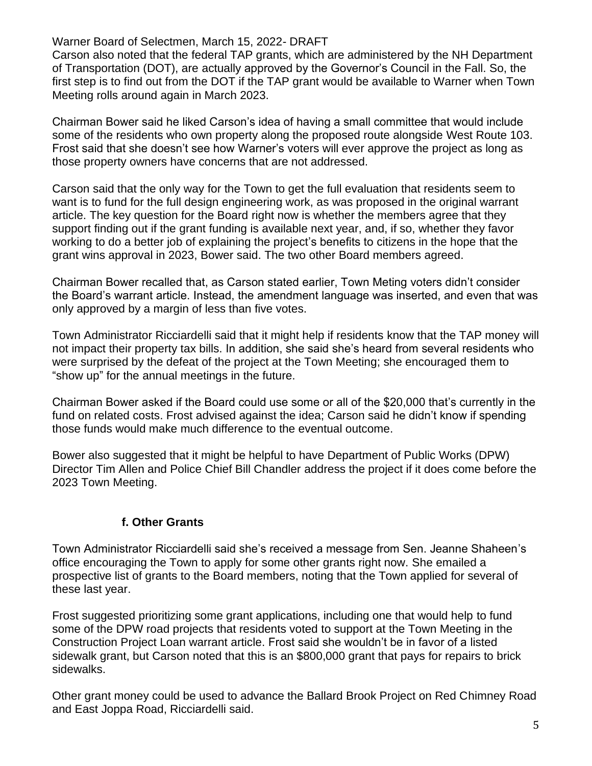Carson also noted that the federal TAP grants, which are administered by the NH Department of Transportation (DOT), are actually approved by the Governor's Council in the Fall. So, the first step is to find out from the DOT if the TAP grant would be available to Warner when Town Meeting rolls around again in March 2023.

Chairman Bower said he liked Carson's idea of having a small committee that would include some of the residents who own property along the proposed route alongside West Route 103. Frost said that she doesn't see how Warner's voters will ever approve the project as long as those property owners have concerns that are not addressed.

Carson said that the only way for the Town to get the full evaluation that residents seem to want is to fund for the full design engineering work, as was proposed in the original warrant article. The key question for the Board right now is whether the members agree that they support finding out if the grant funding is available next year, and, if so, whether they favor working to do a better job of explaining the project's benefits to citizens in the hope that the grant wins approval in 2023, Bower said. The two other Board members agreed.

Chairman Bower recalled that, as Carson stated earlier, Town Meting voters didn't consider the Board's warrant article. Instead, the amendment language was inserted, and even that was only approved by a margin of less than five votes.

Town Administrator Ricciardelli said that it might help if residents know that the TAP money will not impact their property tax bills. In addition, she said she's heard from several residents who were surprised by the defeat of the project at the Town Meeting; she encouraged them to "show up" for the annual meetings in the future.

Chairman Bower asked if the Board could use some or all of the $20,000 that's currently in the fund on related costs. Frost advised against the idea; Carson said he didn't know if spending those funds would make much difference to the eventual outcome.

Bower also suggested that it might be helpful to have Department of Public Works (DPW) Director Tim Allen and Police Chief Bill Chandler address the project if it does come before the 2023 Town Meeting.

**f. Other Grants**

Town Administrator Ricciardelli said she's received a message from Sen. Jeanne Shaheen's office encouraging the Town to apply for some other grants right now. She emailed a prospective list of grants to the Board members, noting that the Town applied for several of these last year.

Frost suggested prioritizing some grant applications, including one that would help to fund some of the DPW road projects that residents voted to support at the Town Meeting in the Construction Project Loan warrant article. Frost said she wouldn't be in favor of a listed sidewalk grant, but Carson noted that this is an $800,000 grant that pays for repairs to brick sidewalks.

Other grant money could be used to advance the Ballard Brook Project on Red Chimney Road and East Joppa Road, Ricciardelli said.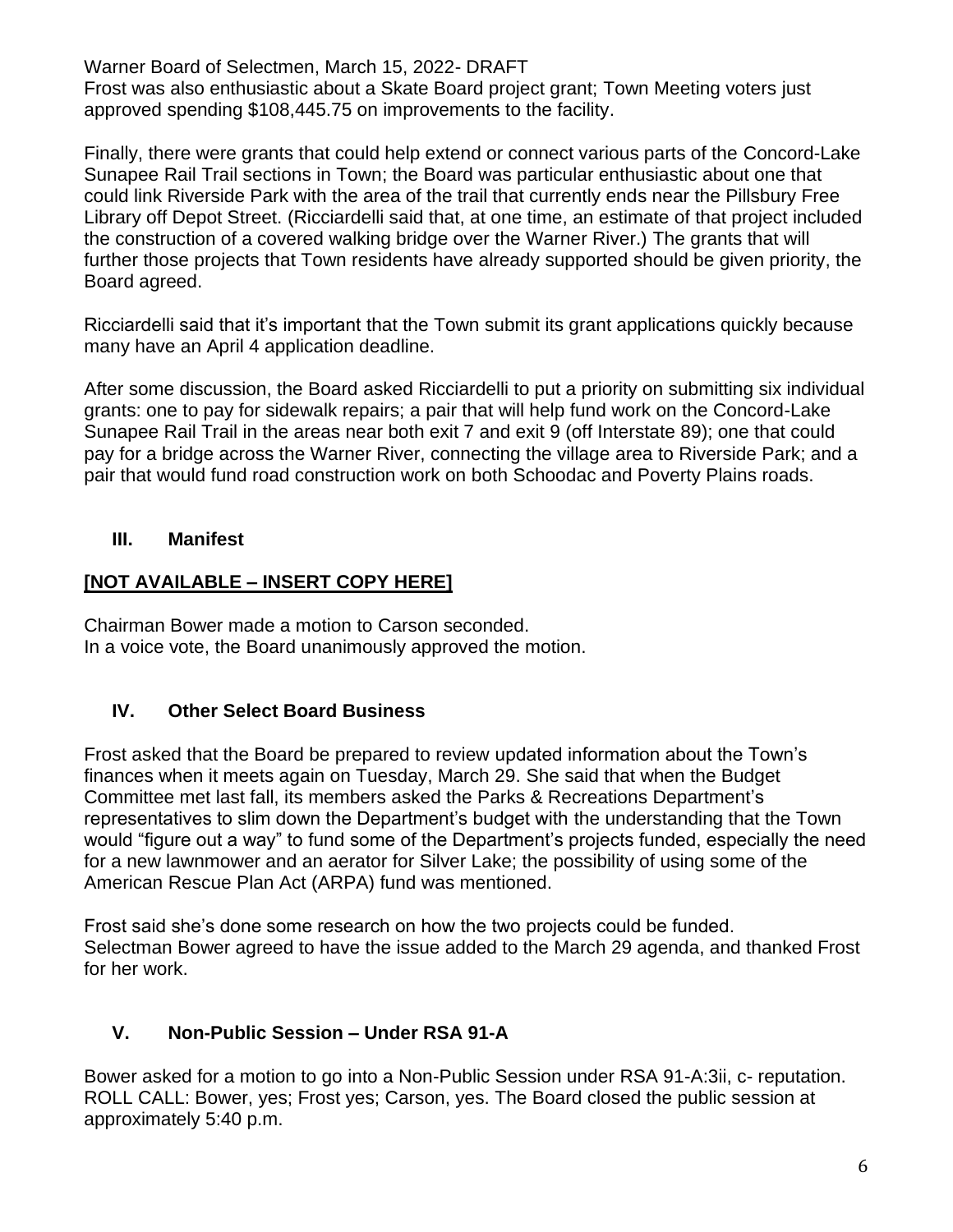Frost was also enthusiastic about a Skate Board project grant; Town Meeting voters just approved spending $108,445.75 on improvements to the facility.

Finally, there were grants that could help extend or connect various parts of the Concord-Lake Sunapee Rail Trail sections in Town; the Board was particular enthusiastic about one that could link Riverside Park with the area of the trail that currently ends near the Pillsbury Free Library off Depot Street. (Ricciardelli said that, at one time, an estimate of that project included the construction of a covered walking bridge over the Warner River.) The grants that will further those projects that Town residents have already supported should be given priority, the Board agreed.

Ricciardelli said that it's important that the Town submit its grant applications quickly because many have an April 4 application deadline.

After some discussion, the Board asked Ricciardelli to put a priority on submitting six individual grants: one to pay for sidewalk repairs; a pair that will help fund work on the Concord-Lake Sunapee Rail Trail in the areas near both exit 7 and exit 9 (off Interstate 89); one that could pay for a bridge across the Warner River, connecting the village area to Riverside Park; and a pair that would fund road construction work on both Schoodac and Poverty Plains roads.

## III. Manifest

**[NOT AVAILABLE – INSERT COPY HERE]**

Chairman Bower made a motion to Carson seconded.
In a voice vote, the Board unanimously approved the motion.

## IV. Other Select Board Business

Frost asked that the Board be prepared to review updated information about the Town's finances when it meets again on Tuesday, March 29. She said that when the Budget Committee met last fall, its members asked the Parks & Recreations Department's representatives to slim down the Department's budget with the understanding that the Town would "figure out a way" to fund some of the Department's projects funded, especially the need for a new lawnmower and an aerator for Silver Lake; the possibility of using some of the American Rescue Plan Act (ARPA) fund was mentioned.

Frost said she's done some research on how the two projects could be funded.
Selectman Bower agreed to have the issue added to the March 29 agenda, and thanked Frost for her work.

## V. Non-Public Session – Under RSA 91-A

Bower asked for a motion to go into a Non-Public Session under RSA 91-A:3ii, c- reputation.
ROLL CALL: Bower, yes; Frost yes; Carson, yes. The Board closed the public session at approximately 5:40 p.m.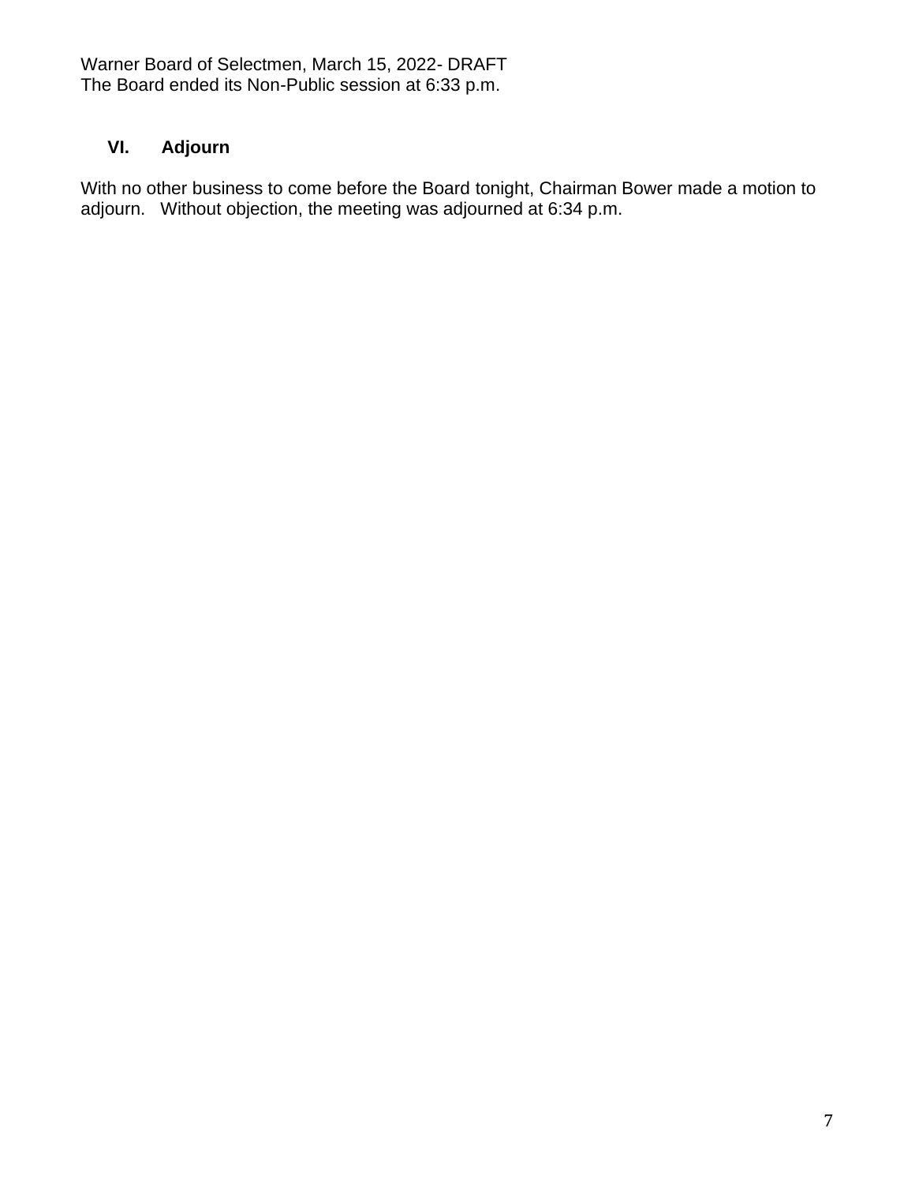The Board ended its Non-Public session at 6:33 p.m.

## VI. Adjourn

With no other business to come before the Board tonight, Chairman Bower made a motion to adjourn. Without objection, the meeting was adjourned at 6:34 p.m.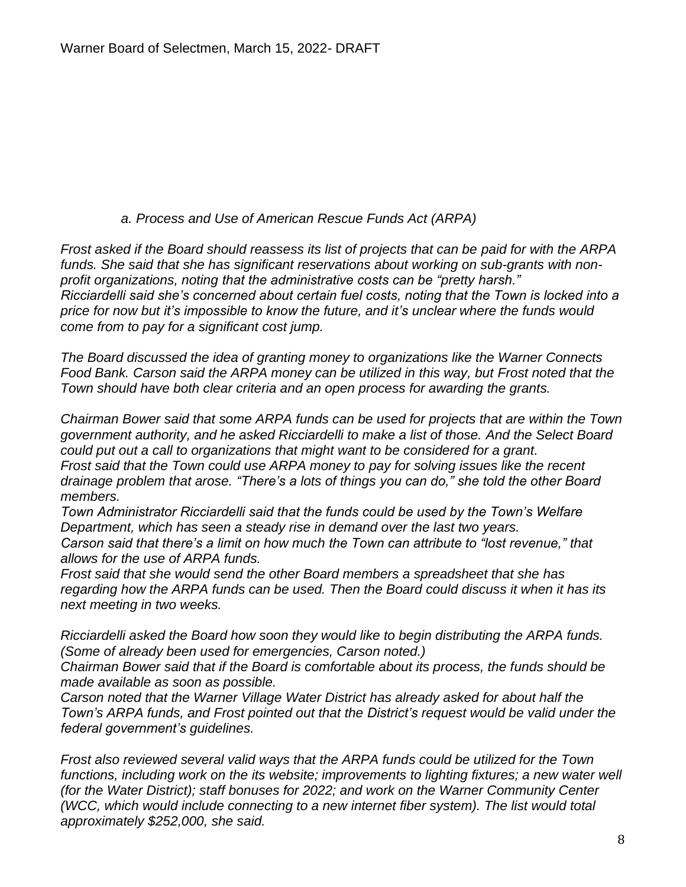*a. Process and Use of American Rescue Funds Act (ARPA)*

*Frost asked if the Board should reassess its list of projects that can be paid for with the ARPA funds. She said that she has significant reservations about working on sub-grants with non-profit organizations, noting that the administrative costs can be "pretty harsh."*
*Ricciardelli said she's concerned about certain fuel costs, noting that the Town is locked into a price for now but it's impossible to know the future, and it's unclear where the funds would come from to pay for a significant cost jump.*

*The Board discussed the idea of granting money to organizations like the Warner Connects Food Bank. Carson said the ARPA money can be utilized in this way, but Frost noted that the Town should have both clear criteria and an open process for awarding the grants.*

*Chairman Bower said that some ARPA funds can be used for projects that are within the Town government authority, and he asked Ricciardelli to make a list of those. And the Select Board could put out a call to organizations that might want to be considered for a grant.*
*Frost said that the Town could use ARPA money to pay for solving issues like the recent drainage problem that arose. "There's a lots of things you can do," she told the other Board members.*
*Town Administrator Ricciardelli said that the funds could be used by the Town's Welfare Department, which has seen a steady rise in demand over the last two years.*
*Carson said that there's a limit on how much the Town can attribute to "lost revenue," that allows for the use of ARPA funds.*
*Frost said that she would send the other Board members a spreadsheet that she has regarding how the ARPA funds can be used. Then the Board could discuss it when it has its next meeting in two weeks.*

*Ricciardelli asked the Board how soon they would like to begin distributing the ARPA funds. (Some of already been used for emergencies, Carson noted.)*
*Chairman Bower said that if the Board is comfortable about its process, the funds should be made available as soon as possible.*
*Carson noted that the Warner Village Water District has already asked for about half the Town's ARPA funds, and Frost pointed out that the District's request would be valid under the federal government's guidelines.*

*Frost also reviewed several valid ways that the ARPA funds could be utilized for the Town functions, including work on the its website; improvements to lighting fixtures; a new water well (for the Water District); staff bonuses for 2022; and work on the Warner Community Center (WCC, which would include connecting to a new internet fiber system). The list would total approximately $252,000, she said.*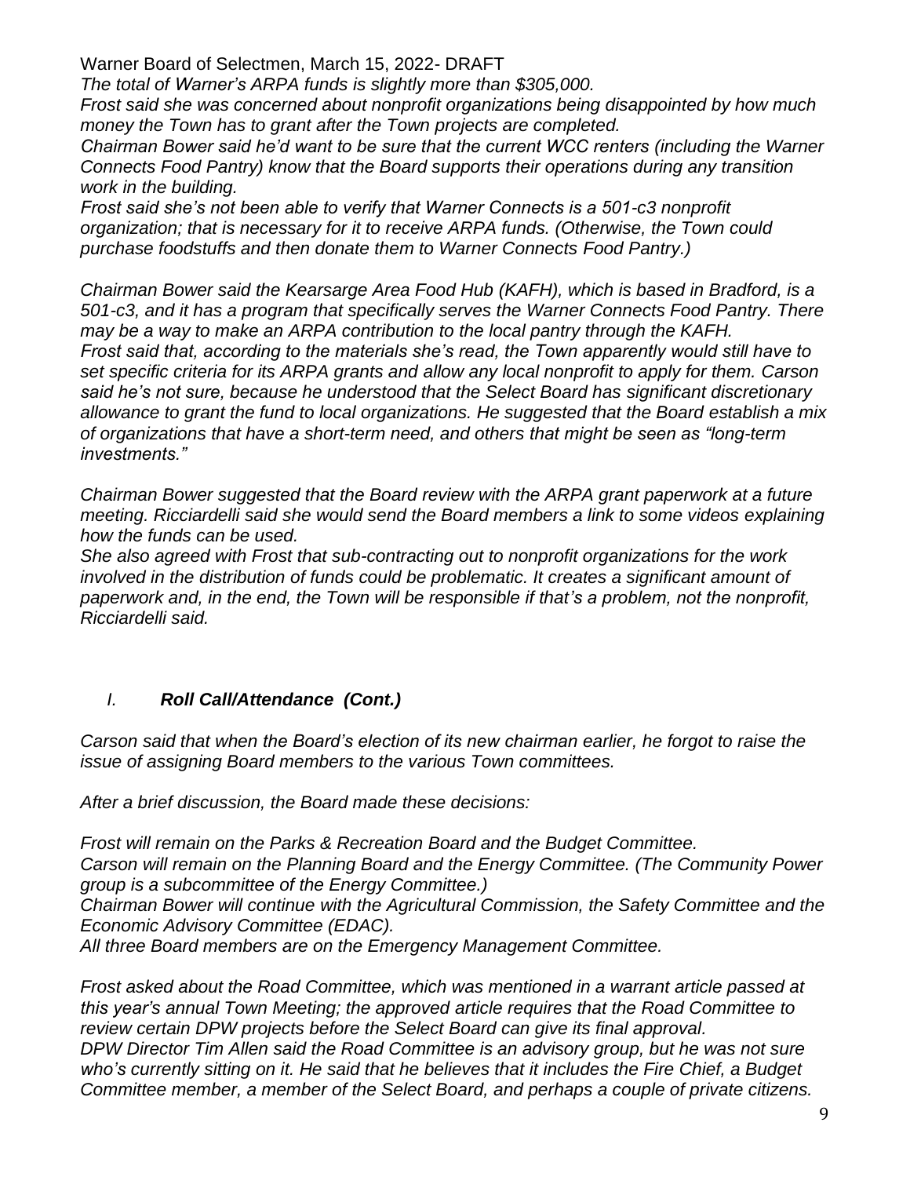*The total of Warner's ARPA funds is slightly more than $305,000.*

*Frost said she was concerned about nonprofit organizations being disappointed by how much money the Town has to grant after the Town projects are completed.*

*Chairman Bower said he'd want to be sure that the current WCC renters (including the Warner Connects Food Pantry) know that the Board supports their operations during any transition work in the building.*

*Frost said she's not been able to verify that Warner Connects is a 501-c3 nonprofit organization; that is necessary for it to receive ARPA funds. (Otherwise, the Town could purchase foodstuffs and then donate them to Warner Connects Food Pantry.)*

*Chairman Bower said the Kearsarge Area Food Hub (KAFH), which is based in Bradford, is a 501-c3, and it has a program that specifically serves the Warner Connects Food Pantry. There may be a way to make an ARPA contribution to the local pantry through the KAFH.*

*Frost said that, according to the materials she's read, the Town apparently would still have to set specific criteria for its ARPA grants and allow any local nonprofit to apply for them. Carson said he's not sure, because he understood that the Select Board has significant discretionary allowance to grant the fund to local organizations. He suggested that the Board establish a mix of organizations that have a short-term need, and others that might be seen as "long-term investments."*

*Chairman Bower suggested that the Board review with the ARPA grant paperwork at a future meeting. Ricciardelli said she would send the Board members a link to some videos explaining how the funds can be used.*

*She also agreed with Frost that sub-contracting out to nonprofit organizations for the work involved in the distribution of funds could be problematic. It creates a significant amount of paperwork and, in the end, the Town will be responsible if that's a problem, not the nonprofit, Ricciardelli said.*

## *I.* ***Roll Call/Attendance (Cont.)***

*Carson said that when the Board's election of its new chairman earlier, he forgot to raise the issue of assigning Board members to the various Town committees.*

*After a brief discussion, the Board made these decisions:*

*Frost will remain on the Parks & Recreation Board and the Budget Committee.*

*Carson will remain on the Planning Board and the Energy Committee. (The Community Power group is a subcommittee of the Energy Committee.)*

*Chairman Bower will continue with the Agricultural Commission, the Safety Committee and the Economic Advisory Committee (EDAC).*

*All three Board members are on the Emergency Management Committee.*

*Frost asked about the Road Committee, which was mentioned in a warrant article passed at this year's annual Town Meeting; the approved article requires that the Road Committee to review certain DPW projects before the Select Board can give its final approval.*

*DPW Director Tim Allen said the Road Committee is an advisory group, but he was not sure who's currently sitting on it. He said that he believes that it includes the Fire Chief, a Budget Committee member, a member of the Select Board, and perhaps a couple of private citizens.*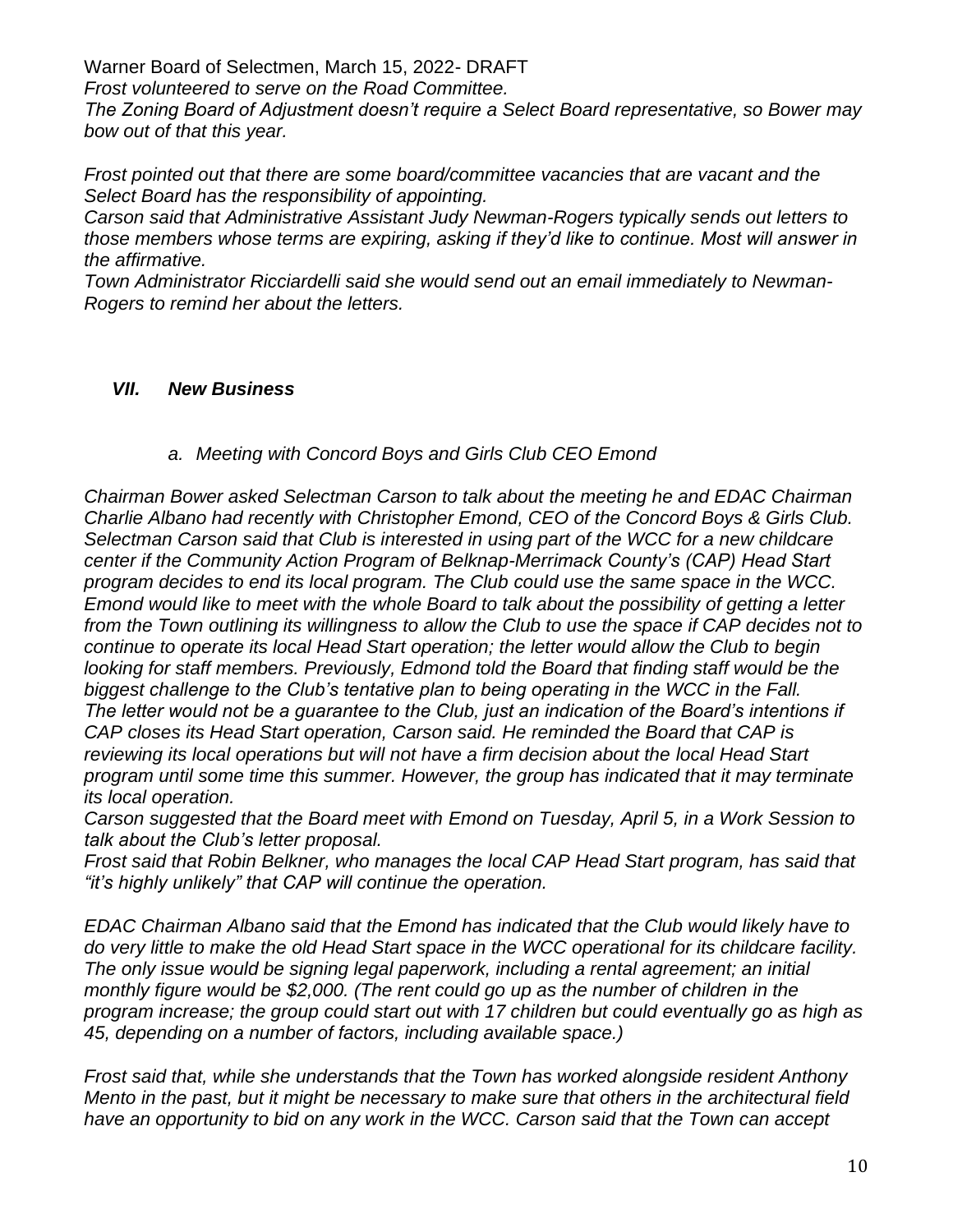*Frost volunteered to serve on the Road Committee.*
*The Zoning Board of Adjustment doesn't require a Select Board representative, so Bower may bow out of that this year.*

*Frost pointed out that there are some board/committee vacancies that are vacant and the Select Board has the responsibility of appointing.*
*Carson said that Administrative Assistant Judy Newman-Rogers typically sends out letters to those members whose terms are expiring, asking if they'd like to continue. Most will answer in the affirmative.*
*Town Administrator Ricciardelli said she would send out an email immediately to Newman-Rogers to remind her about the letters.*

## *VII. New Business*

### *a. Meeting with Concord Boys and Girls Club CEO Emond*

*Chairman Bower asked Selectman Carson to talk about the meeting he and EDAC Chairman Charlie Albano had recently with Christopher Emond, CEO of the Concord Boys & Girls Club. Selectman Carson said that Club is interested in using part of the WCC for a new childcare center if the Community Action Program of Belknap-Merrimack County's (CAP) Head Start program decides to end its local program. The Club could use the same space in the WCC. Emond would like to meet with the whole Board to talk about the possibility of getting a letter from the Town outlining its willingness to allow the Club to use the space if CAP decides not to continue to operate its local Head Start operation; the letter would allow the Club to begin looking for staff members. Previously, Edmond told the Board that finding staff would be the biggest challenge to the Club's tentative plan to being operating in the WCC in the Fall. The letter would not be a guarantee to the Club, just an indication of the Board's intentions if CAP closes its Head Start operation, Carson said. He reminded the Board that CAP is reviewing its local operations but will not have a firm decision about the local Head Start program until some time this summer. However, the group has indicated that it may terminate its local operation.*
*Carson suggested that the Board meet with Emond on Tuesday, April 5, in a Work Session to talk about the Club's letter proposal.*
*Frost said that Robin Belkner, who manages the local CAP Head Start program, has said that "it's highly unlikely" that CAP will continue the operation.*

*EDAC Chairman Albano said that the Emond has indicated that the Club would likely have to do very little to make the old Head Start space in the WCC operational for its childcare facility. The only issue would be signing legal paperwork, including a rental agreement; an initial monthly figure would be $2,000. (The rent could go up as the number of children in the program increase; the group could start out with 17 children but could eventually go as high as 45, depending on a number of factors, including available space.)*

*Frost said that, while she understands that the Town has worked alongside resident Anthony Mento in the past, but it might be necessary to make sure that others in the architectural field have an opportunity to bid on any work in the WCC. Carson said that the Town can accept*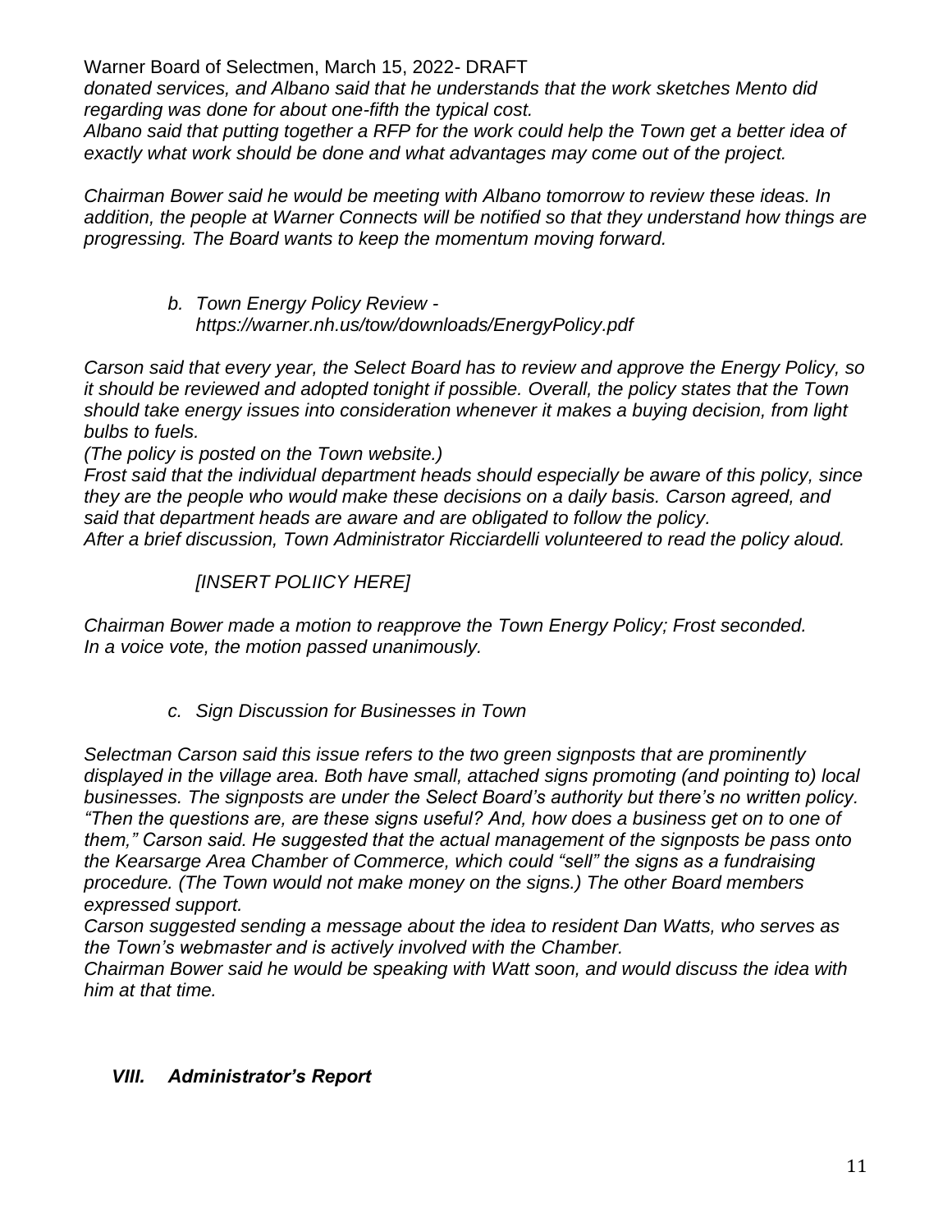*donated services, and Albano said that he understands that the work sketches Mento did regarding was done for about one-fifth the typical cost.*
*Albano said that putting together a RFP for the work could help the Town get a better idea of exactly what work should be done and what advantages may come out of the project.*

*Chairman Bower said he would be meeting with Albano tomorrow to review these ideas. In addition, the people at Warner Connects will be notified so that they understand how things are progressing. The Board wants to keep the momentum moving forward.*

*b. Town Energy Policy Review - https://warner.nh.us/tow/downloads/EnergyPolicy.pdf*

*Carson said that every year, the Select Board has to review and approve the Energy Policy, so it should be reviewed and adopted tonight if possible. Overall, the policy states that the Town should take energy issues into consideration whenever it makes a buying decision, from light bulbs to fuels.*
*(The policy is posted on the Town website.)*
*Frost said that the individual department heads should especially be aware of this policy, since they are the people who would make these decisions on a daily basis. Carson agreed, and said that department heads are aware and are obligated to follow the policy.*
*After a brief discussion, Town Administrator Ricciardelli volunteered to read the policy aloud.*

*[INSERT POLIICY HERE]*

*Chairman Bower made a motion to reapprove the Town Energy Policy; Frost seconded.*
*In a voice vote, the motion passed unanimously.*

*c. Sign Discussion for Businesses in Town*

*Selectman Carson said this issue refers to the two green signposts that are prominently displayed in the village area. Both have small, attached signs promoting (and pointing to) local businesses. The signposts are under the Select Board's authority but there's no written policy. "Then the questions are, are these signs useful? And, how does a business get on to one of them," Carson said. He suggested that the actual management of the signposts be pass onto the Kearsarge Area Chamber of Commerce, which could "sell" the signs as a fundraising procedure. (The Town would not make money on the signs.) The other Board members expressed support.*
*Carson suggested sending a message about the idea to resident Dan Watts, who serves as the Town's webmaster and is actively involved with the Chamber.*
*Chairman Bower said he would be speaking with Watt soon, and would discuss the idea with him at that time.*

## *VIII. Administrator's Report*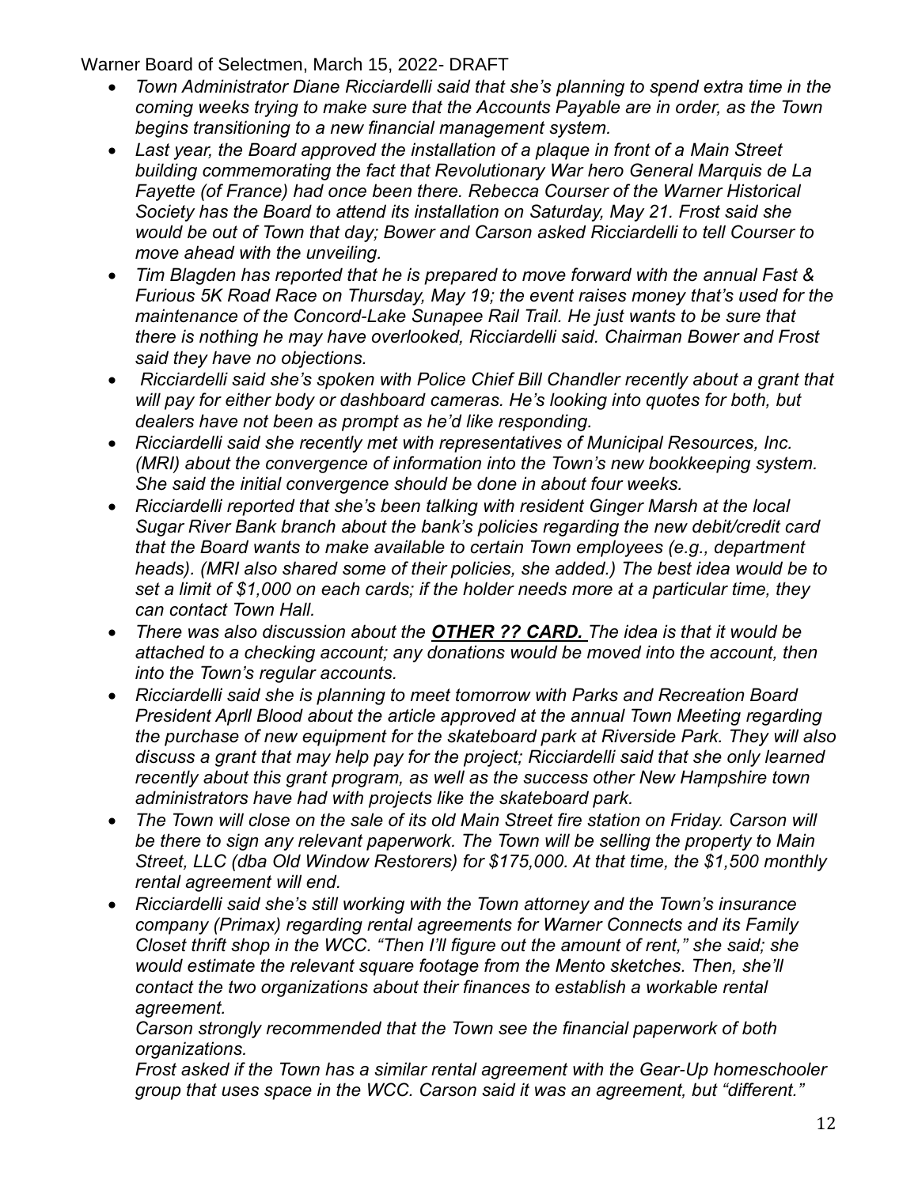- *Town Administrator Diane Ricciardelli said that she's planning to spend extra time in the coming weeks trying to make sure that the Accounts Payable are in order, as the Town begins transitioning to a new financial management system.*
- *Last year, the Board approved the installation of a plaque in front of a Main Street building commemorating the fact that Revolutionary War hero General Marquis de La Fayette (of France) had once been there. Rebecca Courser of the Warner Historical Society has the Board to attend its installation on Saturday, May 21. Frost said she would be out of Town that day; Bower and Carson asked Ricciardelli to tell Courser to move ahead with the unveiling.*
- *Tim Blagden has reported that he is prepared to move forward with the annual Fast & Furious 5K Road Race on Thursday, May 19; the event raises money that's used for the maintenance of the Concord-Lake Sunapee Rail Trail. He just wants to be sure that there is nothing he may have overlooked, Ricciardelli said. Chairman Bower and Frost said they have no objections.*
- *Ricciardelli said she's spoken with Police Chief Bill Chandler recently about a grant that will pay for either body or dashboard cameras. He's looking into quotes for both, but dealers have not been as prompt as he'd like responding.*
- *Ricciardelli said she recently met with representatives of Municipal Resources, Inc. (MRI) about the convergence of information into the Town's new bookkeeping system. She said the initial convergence should be done in about four weeks.*
- *Ricciardelli reported that she's been talking with resident Ginger Marsh at the local Sugar River Bank branch about the bank's policies regarding the new debit/credit card that the Board wants to make available to certain Town employees (e.g., department heads). (MRI also shared some of their policies, she added.) The best idea would be to set a limit of $1,000 on each cards; if the holder needs more at a particular time, they can contact Town Hall.*
- *There was also discussion about the* ***OTHER ?? CARD.*** *The idea is that it would be attached to a checking account; any donations would be moved into the account, then into the Town's regular accounts.*
- *Ricciardelli said she is planning to meet tomorrow with Parks and Recreation Board President Aprll Blood about the article approved at the annual Town Meeting regarding the purchase of new equipment for the skateboard park at Riverside Park. They will also discuss a grant that may help pay for the project; Ricciardelli said that she only learned recently about this grant program, as well as the success other New Hampshire town administrators have had with projects like the skateboard park.*
- *The Town will close on the sale of its old Main Street fire station on Friday. Carson will be there to sign any relevant paperwork. The Town will be selling the property to Main Street, LLC (dba Old Window Restorers) for $175,000. At that time, the $1,500 monthly rental agreement will end.*
- *Ricciardelli said she's still working with the Town attorney and the Town's insurance company (Primax) regarding rental agreements for Warner Connects and its Family Closet thrift shop in the WCC. "Then I'll figure out the amount of rent," she said; she would estimate the relevant square footage from the Mento sketches. Then, she'll contact the two organizations about their finances to establish a workable rental agreement.*

  *Carson strongly recommended that the Town see the financial paperwork of both organizations.*

  *Frost asked if the Town has a similar rental agreement with the Gear-Up homeschooler group that uses space in the WCC. Carson said it was an agreement, but "different."*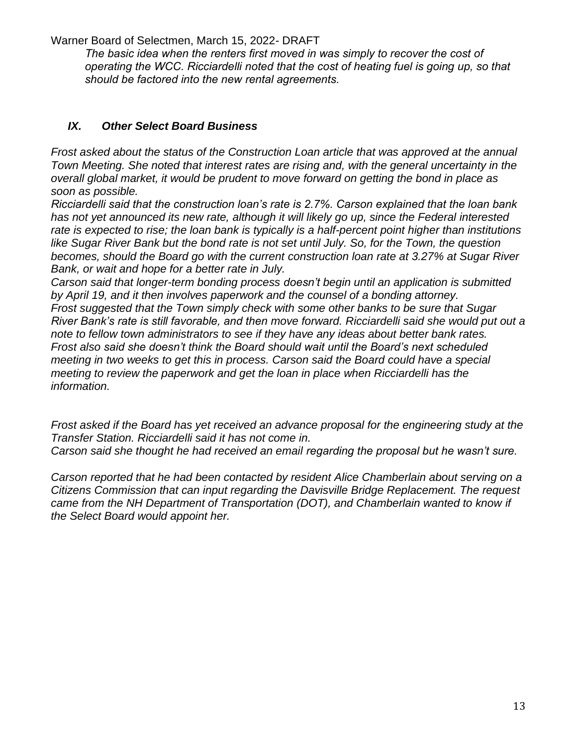*The basic idea when the renters first moved in was simply to recover the cost of operating the WCC. Ricciardelli noted that the cost of heating fuel is going up, so that should be factored into the new rental agreements.*

### *IX. Other Select Board Business*

*Frost asked about the status of the Construction Loan article that was approved at the annual Town Meeting. She noted that interest rates are rising and, with the general uncertainty in the overall global market, it would be prudent to move forward on getting the bond in place as soon as possible.*

*Ricciardelli said that the construction loan's rate is 2.7%. Carson explained that the loan bank has not yet announced its new rate, although it will likely go up, since the Federal interested rate is expected to rise; the loan bank is typically is a half-percent point higher than institutions like Sugar River Bank but the bond rate is not set until July. So, for the Town, the question becomes, should the Board go with the current construction loan rate at 3.27% at Sugar River Bank, or wait and hope for a better rate in July.*

*Carson said that longer-term bonding process doesn't begin until an application is submitted by April 19, and it then involves paperwork and the counsel of a bonding attorney.*

*Frost suggested that the Town simply check with some other banks to be sure that Sugar River Bank's rate is still favorable, and then move forward. Ricciardelli said she would put out a note to fellow town administrators to see if they have any ideas about better bank rates.*

*Frost also said she doesn't think the Board should wait until the Board's next scheduled meeting in two weeks to get this in process. Carson said the Board could have a special meeting to review the paperwork and get the loan in place when Ricciardelli has the information.*

*Frost asked if the Board has yet received an advance proposal for the engineering study at the Transfer Station. Ricciardelli said it has not come in.*

*Carson said she thought he had received an email regarding the proposal but he wasn't sure.*

*Carson reported that he had been contacted by resident Alice Chamberlain about serving on a Citizens Commission that can input regarding the Davisville Bridge Replacement. The request came from the NH Department of Transportation (DOT), and Chamberlain wanted to know if the Select Board would appoint her.*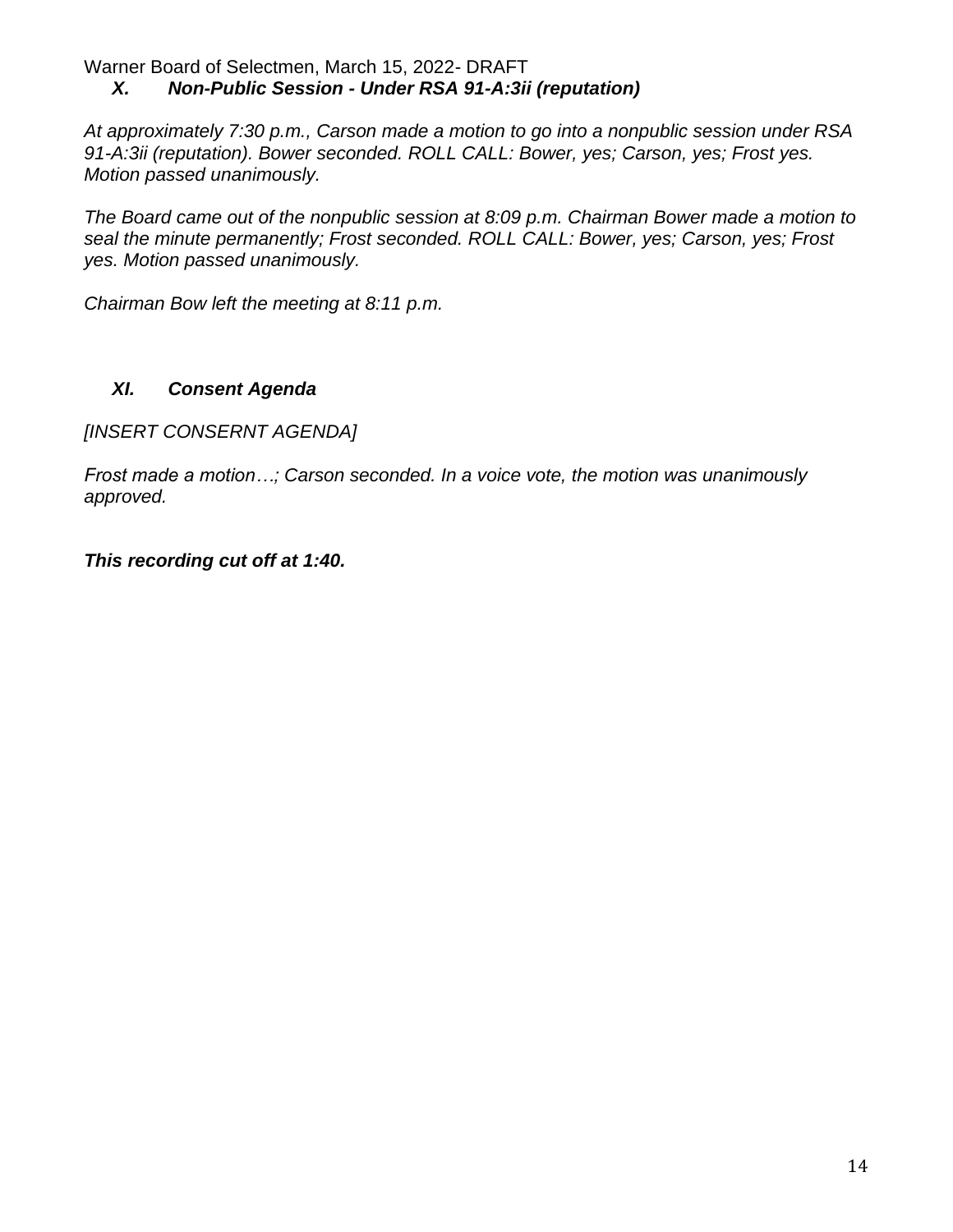### *X. Non-Public Session - Under RSA 91-A:3ii (reputation)*

*At approximately 7:30 p.m., Carson made a motion to go into a nonpublic session under RSA 91-A:3ii (reputation). Bower seconded. ROLL CALL: Bower, yes; Carson, yes; Frost yes. Motion passed unanimously.*

*The Board came out of the nonpublic session at 8:09 p.m. Chairman Bower made a motion to seal the minute permanently; Frost seconded. ROLL CALL: Bower, yes; Carson, yes; Frost yes. Motion passed unanimously.*

*Chairman Bow left the meeting at 8:11 p.m.*

### *XI. Consent Agenda*

*[INSERT CONSERNT AGENDA]*

*Frost made a motion…; Carson seconded. In a voice vote, the motion was unanimously approved.*

***This recording cut off at 1:40.***